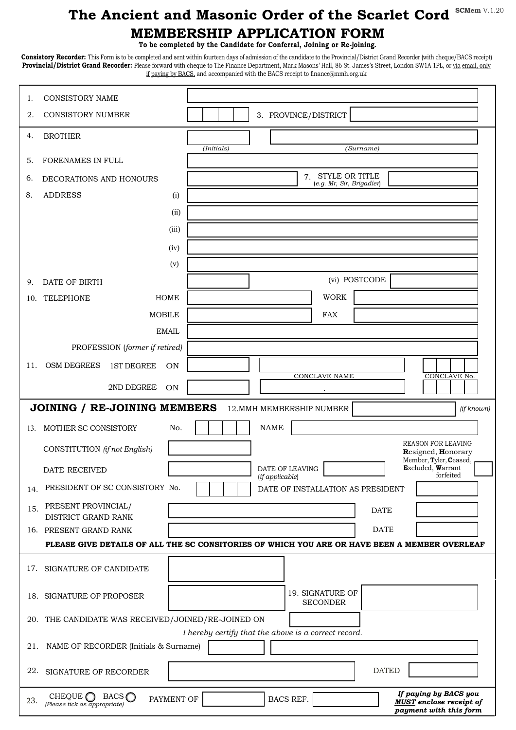# The Ancient and Masonic Order of the Scarlet Cord

SCMem V.1.20

## MEMBERSHIP APPLICATION FORM

**To be completed by the Candidate for Conferral, Joining or Re-joining.**

**Consistory Recorder:** This Form is to be completed and sent within fourteen days of admission of the candidate to the Provincial/District Grand Recorder (with cheque/BACS receipt)
**Provincial/District Grand Recorder:** Please forward with cheque to The Finance Department, Mark Masons' Hall, 86 St. James's Street, London SW1A 1PL, or via email, only if paying by BACS, and accompanied with the BACS receipt to finance@mmh.org.uk

1. CONSISTORY NAME
2. CONSISTORY NUMBER
3. PROVINCE/DISTRICT
4. BROTHER (Initials) (Surname)
5. FORENAMES IN FULL
6. DECORATIONS AND HONOURS
7. STYLE OR TITLE (*e.g. Mr, Sir, Brigadier*)
8. ADDRESS (i) (ii) (iii) (iv) (v) (vi) POSTCODE
9. DATE OF BIRTH
10. TELEPHONE HOME / WORK / MOBILE / FAX / EMAIL

PROFESSION (*former if retired*)

11. OSM DEGREES 1ST DEGREE ON — CONCLAVE NAME — CONCLAVE No.
    2ND DEGREE ON

### JOINING / RE-JOINING MEMBERS

12. MMH MEMBERSHIP NUMBER (*if known*)
13. MOTHER SC CONSISTORY No. NAME

CONSTITUTION (*if not English*)

DATE RECEIVED

DATE OF LEAVING (*if applicable*)

REASON FOR LEAVING **R**esigned, **H**onorary Member, **T**yler, **C**eased, **E**xcluded, **W**arrant forfeited

14. PRESIDENT OF SC CONSISTORY No. — DATE OF INSTALLATION AS PRESIDENT
15. PRESENT PROVINCIAL/ DISTRICT GRAND RANK — DATE
16. PRESENT GRAND RANK — DATE

**PLEASE GIVE DETAILS OF ALL THE SC CONSITORIES OF WHICH YOU ARE OR HAVE BEEN A MEMBER OVERLEAF**

17. SIGNATURE OF CANDIDATE
18. SIGNATURE OF PROPOSER
19. SIGNATURE OF SECONDER
20. THE CANDIDATE WAS RECEIVED/JOINED/RE-JOINED ON

*I hereby certify that the above is a correct record.*

21. NAME OF RECORDER (Initials & Surname)
22. SIGNATURE OF RECORDER — DATED
23. CHEQUE ◯ BACS ◯ (*Please tick as appropriate*) — PAYMENT OF — BACS REF.

***If paying by BACS you MUST enclose receipt of payment with this form***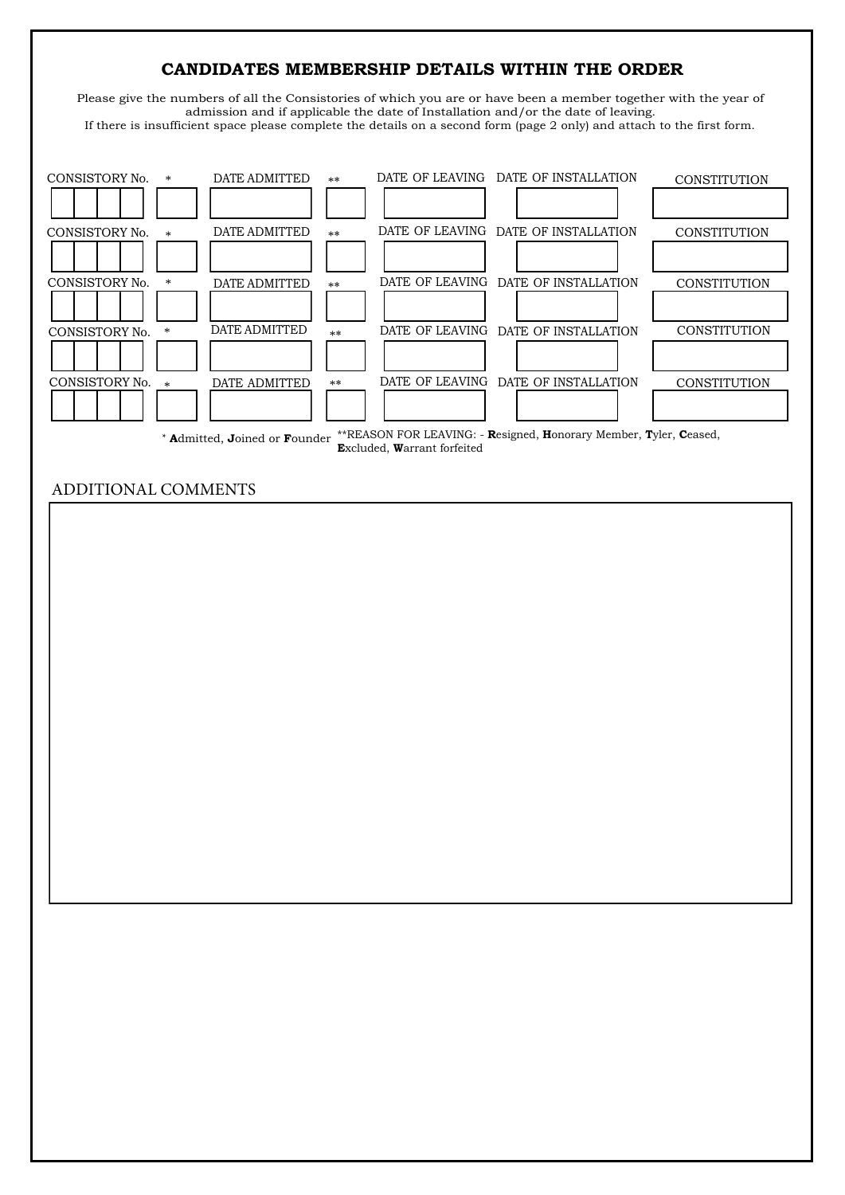## CANDIDATES MEMBERSHIP DETAILS WITHIN THE ORDER

Please give the numbers of all the Consistories of which you are or have been a member together with the year of admission and if applicable the date of Installation and/or the date of leaving.
If there is insufficient space please complete the details on a second form (page 2 only) and attach to the first form.

| CONSISTORY No. | * | DATE ADMITTED | ** | DATE OF LEAVING | DATE OF INSTALLATION | CONSTITUTION |
|---|---|---|---|---|---|---|
| | | | | | | |
| | | | | | | |
| | | | | | | |
| | | | | | | |
| | | | | | | |

\* **A**dmitted, **J**oined or **F**ounder

**REASON FOR LEAVING: - **R**esigned, **H**onorary Member, **T**yler, **C**eased, **E**xcluded, **W**arrant forfeited

ADDITIONAL COMMENTS